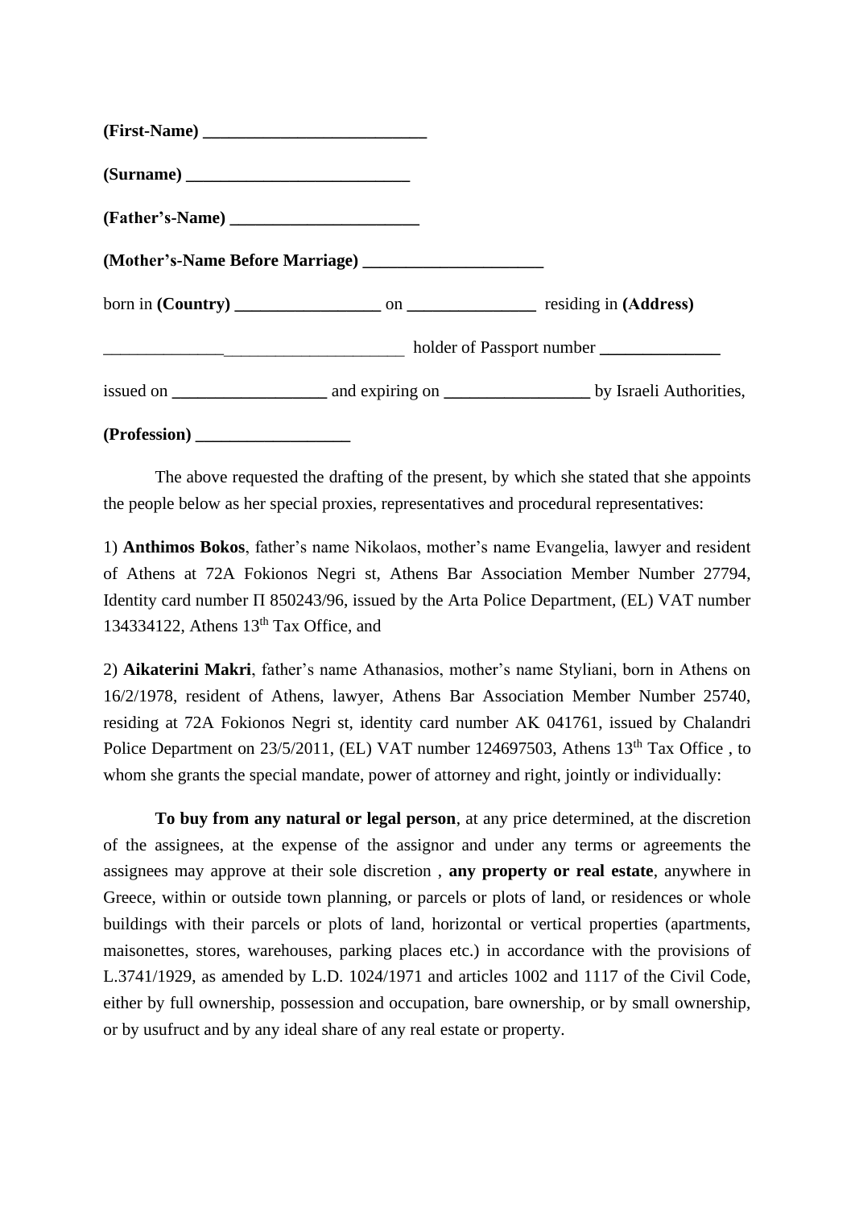**(First-Name) ___________________________**

**(Surname) ___________________________**

**(Father's-Name) _______________________**

**(Mother's-Name Before Marriage) _____________________**

born in **(Country) _________________** on **_______________** residing in **(Address)**

_____________________________________ holder of Passport number **______________**

issued on **__________________** and expiring on **_________________** by Israeli Authorities,

**(Profession) __________________**

The above requested the drafting of the present, by which she stated that she appoints the people below as her special proxies, representatives and procedural representatives:

1) **Anthimos Bokos**, father's name Nikolaos, mother's name Evangelia, lawyer and resident of Athens at 72A Fokionos Negri st, Athens Bar Association Member Number 27794, Identity card number Π 850243/96, issued by the Arta Police Department, (EL) VAT number 134334122, Athens 13th Tax Office, and

2) **Aikaterini Makri**, father's name Athanasios, mother's name Styliani, born in Athens on 16/2/1978, resident of Athens, lawyer, Athens Bar Association Member Number 25740, residing at 72A Fokionos Negri st, identity card number AK 041761, issued by Chalandri Police Department on 23/5/2011, (EL) VAT number 124697503, Athens 13th Tax Office , to whom she grants the special mandate, power of attorney and right, jointly or individually:

**To buy from any natural or legal person**, at any price determined, at the discretion of the assignees, at the expense of the assignor and under any terms or agreements the assignees may approve at their sole discretion , **any property or real estate**, anywhere in Greece, within or outside town planning, or parcels or plots of land, or residences or whole buildings with their parcels or plots of land, horizontal or vertical properties (apartments, maisonettes, stores, warehouses, parking places etc.) in accordance with the provisions of L.3741/1929, as amended by L.D. 1024/1971 and articles 1002 and 1117 of the Civil Code, either by full ownership, possession and occupation, bare ownership, or by small ownership, or by usufruct and by any ideal share of any real estate or property.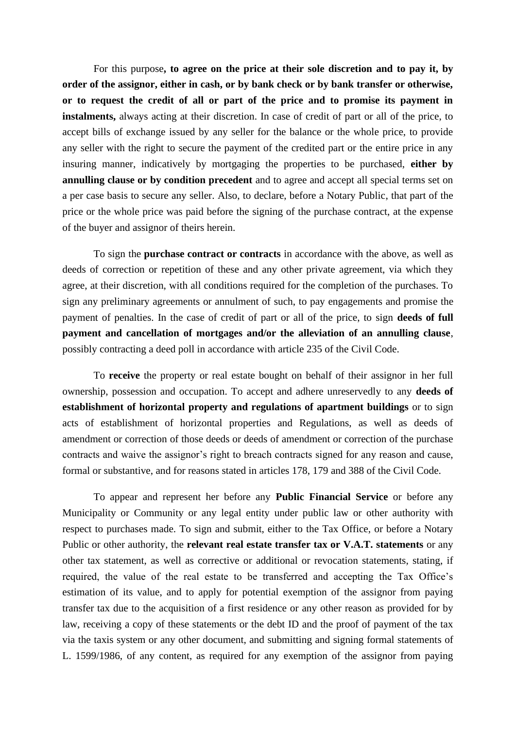For this purpose**, to agree on the price at their sole discretion and to pay it, by order of the assignor, either in cash, or by bank check or by bank transfer or otherwise, or to request the credit of all or part of the price and to promise its payment in instalments,** always acting at their discretion. In case of credit of part or all of the price, to accept bills of exchange issued by any seller for the balance or the whole price, to provide any seller with the right to secure the payment of the credited part or the entire price in any insuring manner, indicatively by mortgaging the properties to be purchased, **either by annulling clause or by condition precedent** and to agree and accept all special terms set on a per case basis to secure any seller. Also, to declare, before a Notary Public, that part of the price or the whole price was paid before the signing of the purchase contract, at the expense of the buyer and assignor of theirs herein.

To sign the **purchase contract or contracts** in accordance with the above, as well as deeds of correction or repetition of these and any other private agreement, via which they agree, at their discretion, with all conditions required for the completion of the purchases. To sign any preliminary agreements or annulment of such, to pay engagements and promise the payment of penalties. In the case of credit of part or all of the price, to sign **deeds of full payment and cancellation of mortgages and/or the alleviation of an annulling clause**, possibly contracting a deed poll in accordance with article 235 of the Civil Code.

To **receive** the property or real estate bought on behalf of their assignor in her full ownership, possession and occupation. To accept and adhere unreservedly to any **deeds of establishment of horizontal property and regulations of apartment buildings** or to sign acts of establishment of horizontal properties and Regulations, as well as deeds of amendment or correction of those deeds or deeds of amendment or correction of the purchase contracts and waive the assignor's right to breach contracts signed for any reason and cause, formal or substantive, and for reasons stated in articles 178, 179 and 388 of the Civil Code.

To appear and represent her before any **Public Financial Service** or before any Municipality or Community or any legal entity under public law or other authority with respect to purchases made. To sign and submit, either to the Tax Office, or before a Notary Public or other authority, the **relevant real estate transfer tax or V.A.T. statements** or any other tax statement, as well as corrective or additional or revocation statements, stating, if required, the value of the real estate to be transferred and accepting the Tax Office's estimation of its value, and to apply for potential exemption of the assignor from paying transfer tax due to the acquisition of a first residence or any other reason as provided for by law, receiving a copy of these statements or the debt ID and the proof of payment of the tax via the taxis system or any other document, and submitting and signing formal statements of L. 1599/1986, of any content, as required for any exemption of the assignor from paying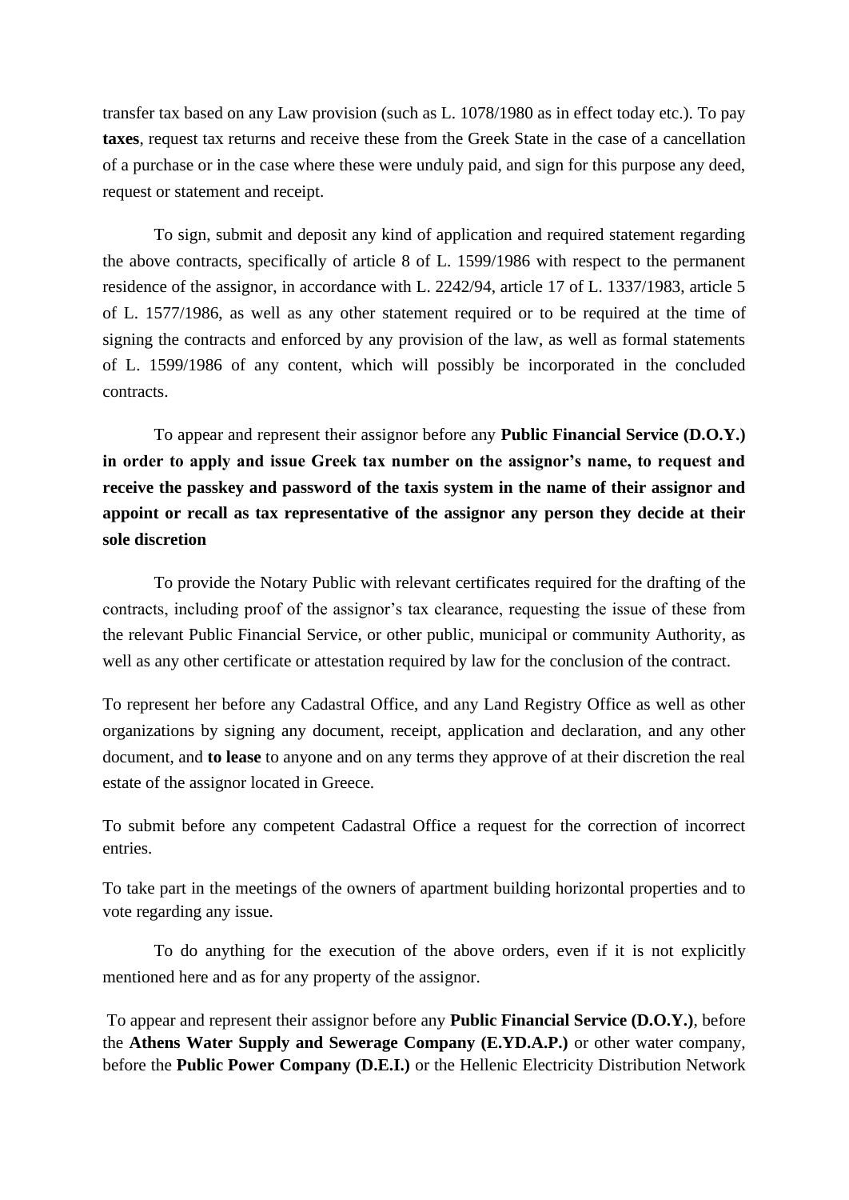transfer tax based on any Law provision (such as L. 1078/1980 as in effect today etc.). To pay **taxes**, request tax returns and receive these from the Greek State in the case of a cancellation of a purchase or in the case where these were unduly paid, and sign for this purpose any deed, request or statement and receipt.

To sign, submit and deposit any kind of application and required statement regarding the above contracts, specifically of article 8 of L. 1599/1986 with respect to the permanent residence of the assignor, in accordance with L. 2242/94, article 17 of L. 1337/1983, article 5 of L. 1577/1986, as well as any other statement required or to be required at the time of signing the contracts and enforced by any provision of the law, as well as formal statements of L. 1599/1986 of any content, which will possibly be incorporated in the concluded contracts.

To appear and represent their assignor before any **Public Financial Service (D.O.Y.) in order to apply and issue Greek tax number on the assignor's name, to request and receive the passkey and password of the taxis system in the name of their assignor and appoint or recall as tax representative of the assignor any person they decide at their sole discretion**

To provide the Notary Public with relevant certificates required for the drafting of the contracts, including proof of the assignor's tax clearance, requesting the issue of these from the relevant Public Financial Service, or other public, municipal or community Authority, as well as any other certificate or attestation required by law for the conclusion of the contract.

To represent her before any Cadastral Office, and any Land Registry Office as well as other organizations by signing any document, receipt, application and declaration, and any other document, and **to lease** to anyone and on any terms they approve of at their discretion the real estate of the assignor located in Greece.

To submit before any competent Cadastral Office a request for the correction of incorrect entries.

To take part in the meetings of the owners of apartment building horizontal properties and to vote regarding any issue.

To do anything for the execution of the above orders, even if it is not explicitly mentioned here and as for any property of the assignor.

To appear and represent their assignor before any **Public Financial Service (D.O.Y.)**, before the **Athens Water Supply and Sewerage Company (E.YD.A.P.)** or other water company, before the **Public Power Company (D.E.I.)** or the Hellenic Electricity Distribution Network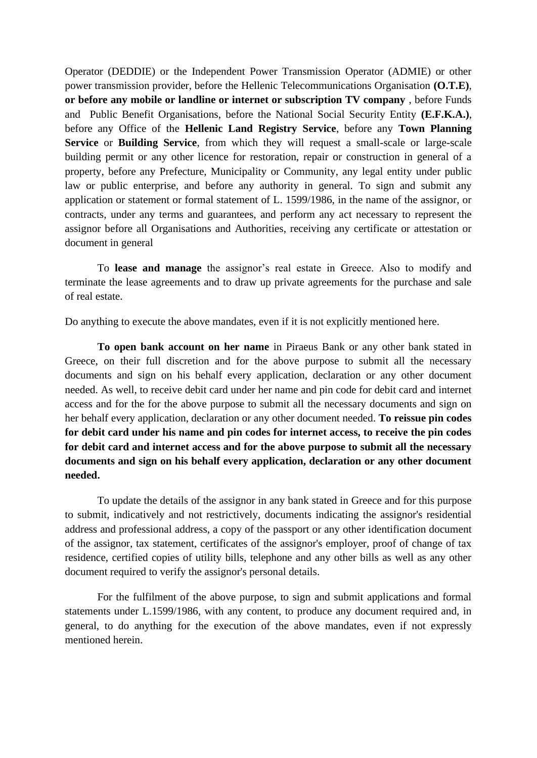Operator (DEDDIE) or the Independent Power Transmission Operator (ADMIE) or other power transmission provider, before the Hellenic Telecommunications Organisation **(O.T.E)**, **or before any mobile or landline or internet or subscription TV company** , before Funds and Public Benefit Organisations, before the National Social Security Entity **(E.F.K.A.)**, before any Office of the **Hellenic Land Registry Service**, before any **Town Planning Service** or **Building Service**, from which they will request a small-scale or large-scale building permit or any other licence for restoration, repair or construction in general of a property, before any Prefecture, Municipality or Community, any legal entity under public law or public enterprise, and before any authority in general. To sign and submit any application or statement or formal statement of L. 1599/1986, in the name of the assignor, or contracts, under any terms and guarantees, and perform any act necessary to represent the assignor before all Organisations and Authorities, receiving any certificate or attestation or document in general

To **lease and manage** the assignor's real estate in Greece. Also to modify and terminate the lease agreements and to draw up private agreements for the purchase and sale of real estate.

Do anything to execute the above mandates, even if it is not explicitly mentioned here.

**To open bank account on her name** in Piraeus Bank or any other bank stated in Greece, on their full discretion and for the above purpose to submit all the necessary documents and sign on his behalf every application, declaration or any other document needed. As well, to receive debit card under her name and pin code for debit card and internet access and for the for the above purpose to submit all the necessary documents and sign on her behalf every application, declaration or any other document needed. **To reissue pin codes for debit card under his name and pin codes for internet access, to receive the pin codes for debit card and internet access and for the above purpose to submit all the necessary documents and sign on his behalf every application, declaration or any other document needed.**

To update the details of the assignor in any bank stated in Greece and for this purpose to submit, indicatively and not restrictively, documents indicating the assignor's residential address and professional address, a copy of the passport or any other identification document of the assignor, tax statement, certificates of the assignor's employer, proof of change of tax residence, certified copies of utility bills, telephone and any other bills as well as any other document required to verify the assignor's personal details.

For the fulfilment of the above purpose, to sign and submit applications and formal statements under L.1599/1986, with any content, to produce any document required and, in general, to do anything for the execution of the above mandates, even if not expressly mentioned herein.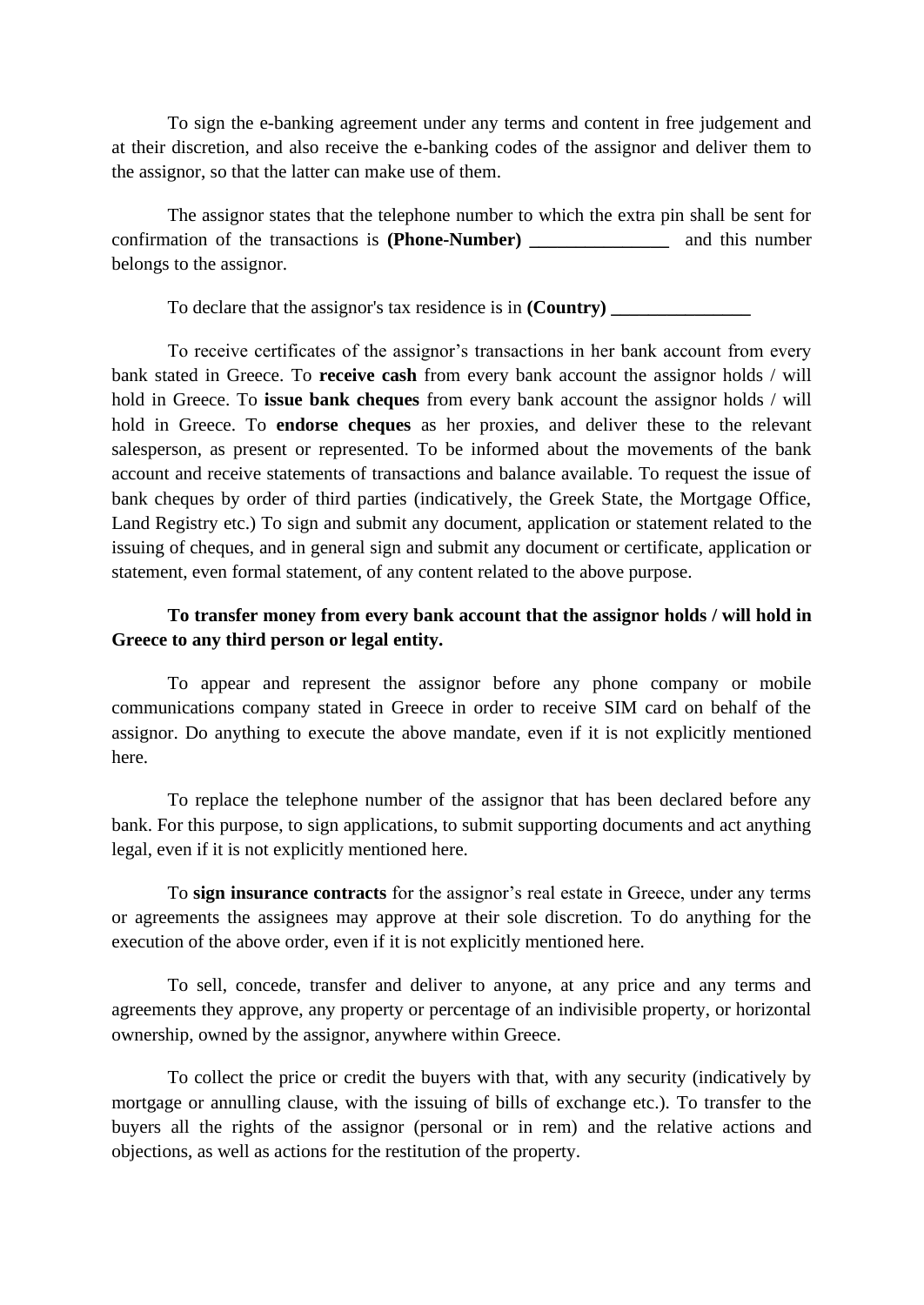To sign the e-banking agreement under any terms and content in free judgement and at their discretion, and also receive the e-banking codes of the assignor and deliver them to the assignor, so that the latter can make use of them.

The assignor states that the telephone number to which the extra pin shall be sent for confirmation of the transactions is **(Phone-Number) _______________** and this number belongs to the assignor.

To declare that the assignor's tax residence is in **(Country) _______________**

To receive certificates of the assignor's transactions in her bank account from every bank stated in Greece. To **receive cash** from every bank account the assignor holds / will hold in Greece. To **issue bank cheques** from every bank account the assignor holds / will hold in Greece. To **endorse cheques** as her proxies, and deliver these to the relevant salesperson, as present or represented. To be informed about the movements of the bank account and receive statements of transactions and balance available. To request the issue of bank cheques by order of third parties (indicatively, the Greek State, the Mortgage Office, Land Registry etc.) To sign and submit any document, application or statement related to the issuing of cheques, and in general sign and submit any document or certificate, application or statement, even formal statement, of any content related to the above purpose.

**To transfer money from every bank account that the assignor holds / will hold in Greece to any third person or legal entity.**

To appear and represent the assignor before any phone company or mobile communications company stated in Greece in order to receive SIM card on behalf of the assignor. Do anything to execute the above mandate, even if it is not explicitly mentioned here.

To replace the telephone number of the assignor that has been declared before any bank. For this purpose, to sign applications, to submit supporting documents and act anything legal, even if it is not explicitly mentioned here.

To **sign insurance contracts** for the assignor's real estate in Greece, under any terms or agreements the assignees may approve at their sole discretion. To do anything for the execution of the above order, even if it is not explicitly mentioned here.

To sell, concede, transfer and deliver to anyone, at any price and any terms and agreements they approve, any property or percentage of an indivisible property, or horizontal ownership, owned by the assignor, anywhere within Greece.

To collect the price or credit the buyers with that, with any security (indicatively by mortgage or annulling clause, with the issuing of bills of exchange etc.). To transfer to the buyers all the rights of the assignor (personal or in rem) and the relative actions and objections, as well as actions for the restitution of the property.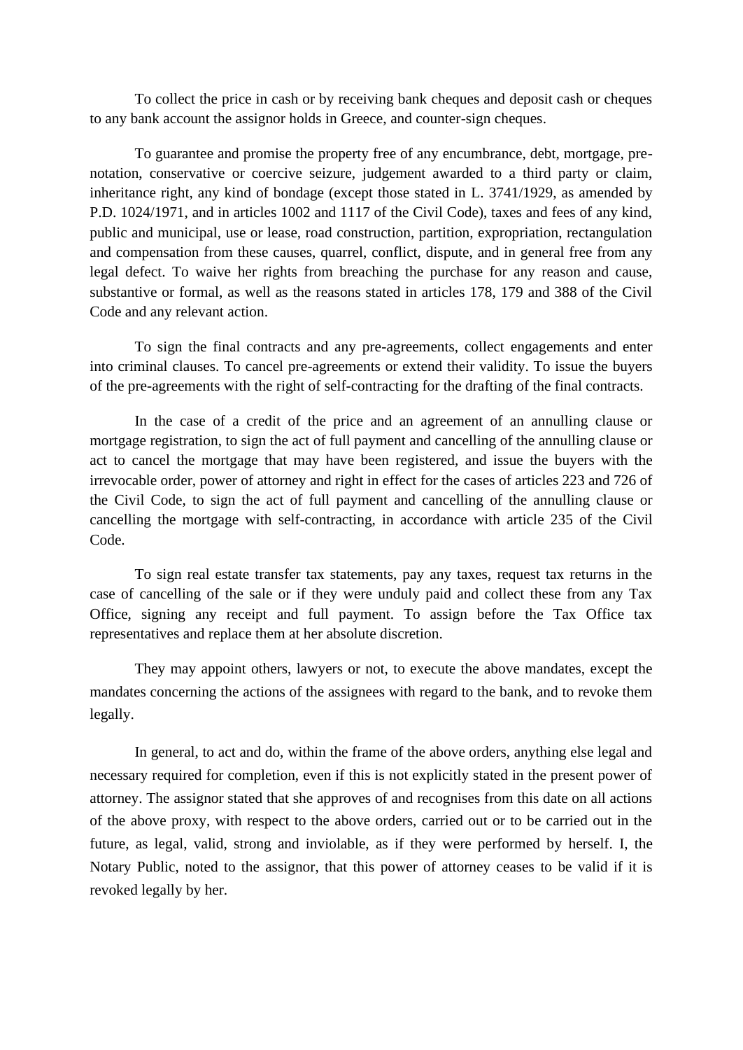To collect the price in cash or by receiving bank cheques and deposit cash or cheques to any bank account the assignor holds in Greece, and counter-sign cheques.

To guarantee and promise the property free of any encumbrance, debt, mortgage, pre-notation, conservative or coercive seizure, judgement awarded to a third party or claim, inheritance right, any kind of bondage (except those stated in L. 3741/1929, as amended by P.D. 1024/1971, and in articles 1002 and 1117 of the Civil Code), taxes and fees of any kind, public and municipal, use or lease, road construction, partition, expropriation, rectangulation and compensation from these causes, quarrel, conflict, dispute, and in general free from any legal defect. To waive her rights from breaching the purchase for any reason and cause, substantive or formal, as well as the reasons stated in articles 178, 179 and 388 of the Civil Code and any relevant action.

To sign the final contracts and any pre-agreements, collect engagements and enter into criminal clauses. To cancel pre-agreements or extend their validity. To issue the buyers of the pre-agreements with the right of self-contracting for the drafting of the final contracts.

In the case of a credit of the price and an agreement of an annulling clause or mortgage registration, to sign the act of full payment and cancelling of the annulling clause or act to cancel the mortgage that may have been registered, and issue the buyers with the irrevocable order, power of attorney and right in effect for the cases of articles 223 and 726 of the Civil Code, to sign the act of full payment and cancelling of the annulling clause or cancelling the mortgage with self-contracting, in accordance with article 235 of the Civil Code.

To sign real estate transfer tax statements, pay any taxes, request tax returns in the case of cancelling of the sale or if they were unduly paid and collect these from any Tax Office, signing any receipt and full payment. To assign before the Tax Office tax representatives and replace them at her absolute discretion.

They may appoint others, lawyers or not, to execute the above mandates, except the mandates concerning the actions of the assignees with regard to the bank, and to revoke them legally.

In general, to act and do, within the frame of the above orders, anything else legal and necessary required for completion, even if this is not explicitly stated in the present power of attorney. The assignor stated that she approves of and recognises from this date on all actions of the above proxy, with respect to the above orders, carried out or to be carried out in the future, as legal, valid, strong and inviolable, as if they were performed by herself. I, the Notary Public, noted to the assignor, that this power of attorney ceases to be valid if it is revoked legally by her.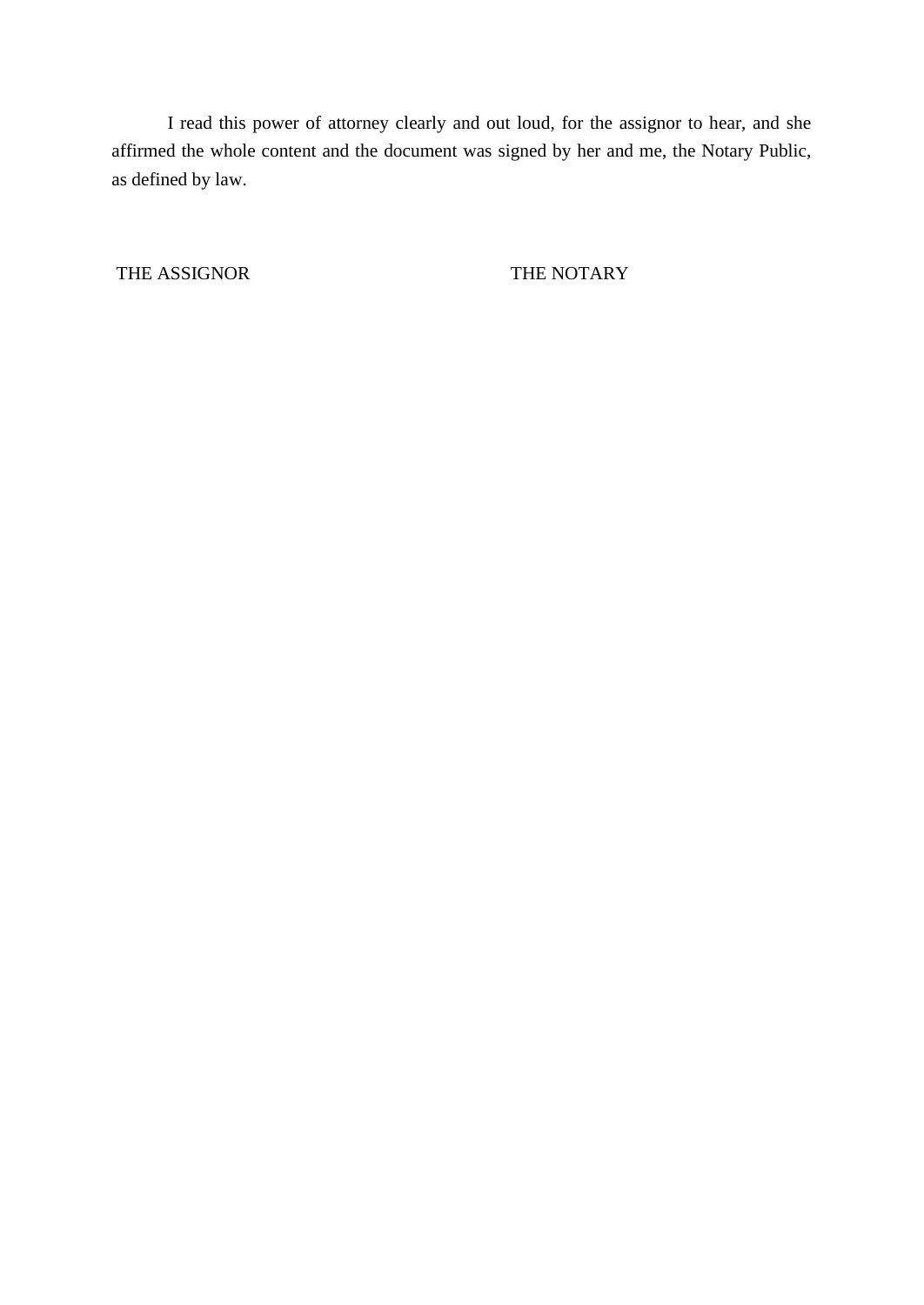I read this power of attorney clearly and out loud, for the assignor to hear, and she affirmed the whole content and the document was signed by her and me, the Notary Public, as defined by law.

THE ASSIGNOR THE NOTARY